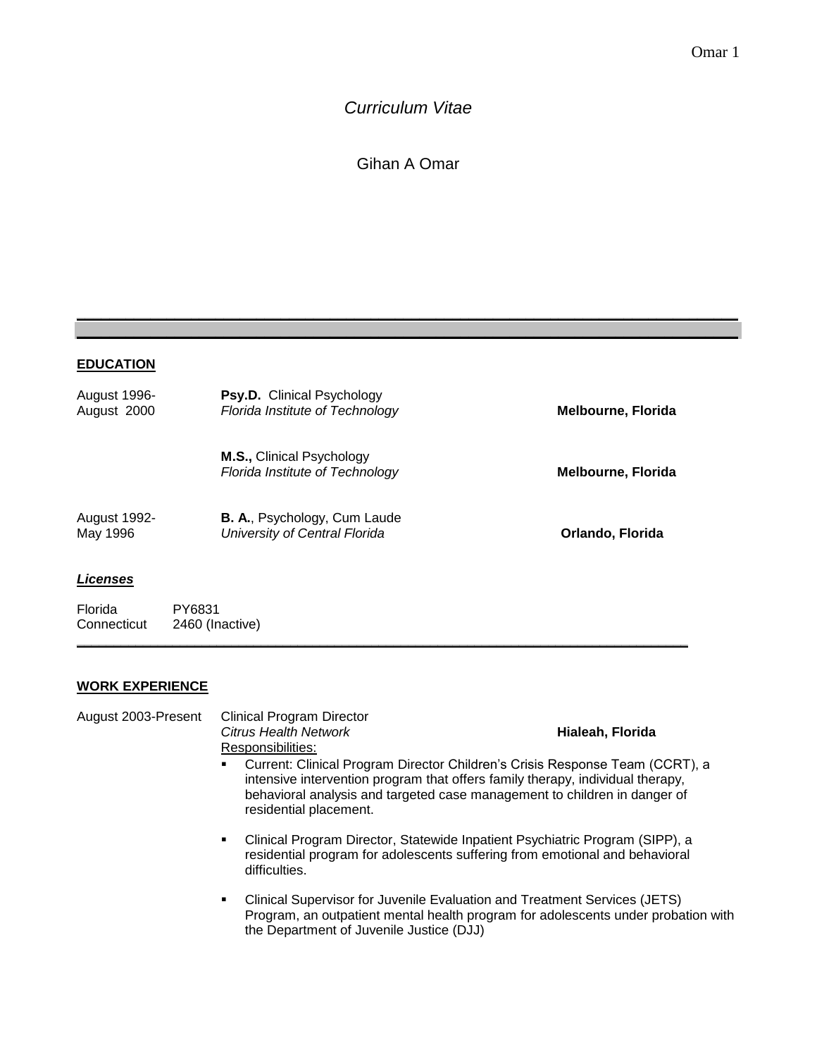# *Curriculum Vitae*

## Gihan A Omar

---

### EDUCATION

August 1996-August 2000 — **Psy.D.** Clinical Psychology
*Florida Institute of Technology* — **Melbourne, Florida**

**M.S.,** Clinical Psychology
*Florida Institute of Technology* — **Melbourne, Florida**

August 1992-May 1996 — **B. A.**, Psychology, Cum Laude
*University of Central Florida* — **Orlando, Florida**

#### ***Licenses***

Florida PY6831
Connecticut 2460 (Inactive)

---

### WORK EXPERIENCE

August 2003-Present — Clinical Program Director
*Citrus Health Network* — **Hialeah, Florida**

Responsibilities:

- Current: Clinical Program Director Children's Crisis Response Team (CCRT), a intensive intervention program that offers family therapy, individual therapy, behavioral analysis and targeted case management to children in danger of residential placement.
- Clinical Program Director, Statewide Inpatient Psychiatric Program (SIPP), a residential program for adolescents suffering from emotional and behavioral difficulties.
- Clinical Supervisor for Juvenile Evaluation and Treatment Services (JETS) Program, an outpatient mental health program for adolescents under probation with the Department of Juvenile Justice (DJJ)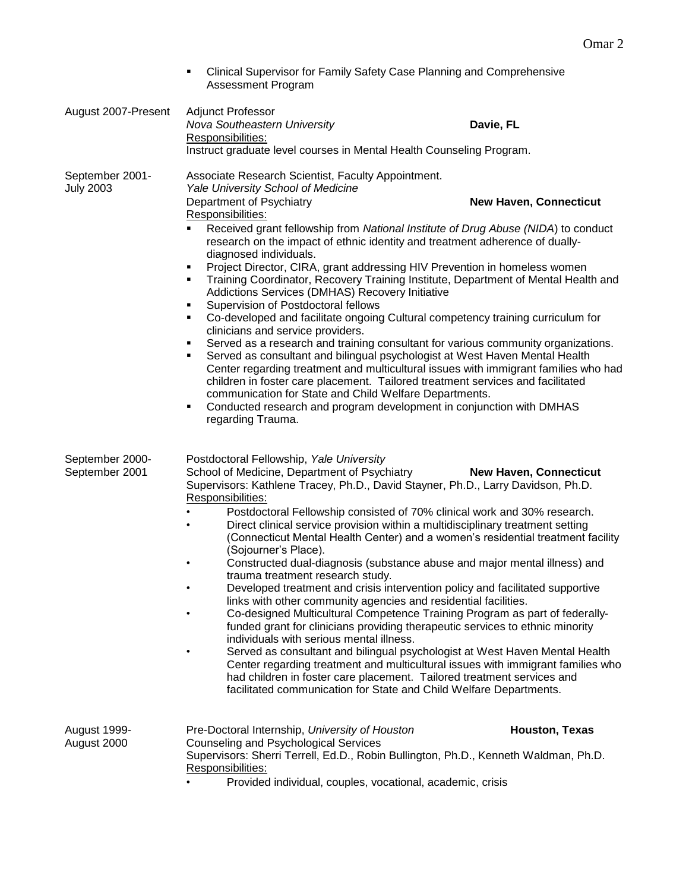- Clinical Supervisor for Family Safety Case Planning and Comprehensive Assessment Program

August 2007-Present
Adjunct Professor
*Nova Southeastern University* **Davie, FL**
Responsibilities:
Instruct graduate level courses in Mental Health Counseling Program.

September 2001-July 2003
Associate Research Scientist, Faculty Appointment.
*Yale University School of Medicine*
Department of Psychiatry **New Haven, Connecticut**
Responsibilities:

- Received grant fellowship from *National Institute of Drug Abuse (NIDA*) to conduct research on the impact of ethnic identity and treatment adherence of dually-diagnosed individuals.
- Project Director, CIRA, grant addressing HIV Prevention in homeless women
- Training Coordinator, Recovery Training Institute, Department of Mental Health and Addictions Services (DMHAS) Recovery Initiative
- Supervision of Postdoctoral fellows
- Co-developed and facilitate ongoing Cultural competency training curriculum for clinicians and service providers.
- Served as a research and training consultant for various community organizations.
- Served as consultant and bilingual psychologist at West Haven Mental Health Center regarding treatment and multicultural issues with immigrant families who had children in foster care placement. Tailored treatment services and facilitated communication for State and Child Welfare Departments.
- Conducted research and program development in conjunction with DMHAS regarding Trauma.

September 2000-September 2001
Postdoctoral Fellowship, *Yale University*
School of Medicine, Department of Psychiatry **New Haven, Connecticut**
Supervisors: Kathlene Tracey, Ph.D., David Stayner, Ph.D., Larry Davidson, Ph.D.
Responsibilities:

- Postdoctoral Fellowship consisted of 70% clinical work and 30% research.
- Direct clinical service provision within a multidisciplinary treatment setting (Connecticut Mental Health Center) and a women's residential treatment facility (Sojourner's Place).
- Constructed dual-diagnosis (substance abuse and major mental illness) and trauma treatment research study.
- Developed treatment and crisis intervention policy and facilitated supportive links with other community agencies and residential facilities.
- Co-designed Multicultural Competence Training Program as part of federally-funded grant for clinicians providing therapeutic services to ethnic minority individuals with serious mental illness.
- Served as consultant and bilingual psychologist at West Haven Mental Health Center regarding treatment and multicultural issues with immigrant families who had children in foster care placement. Tailored treatment services and facilitated communication for State and Child Welfare Departments.

August 1999-August 2000
Pre-Doctoral Internship, *University of Houston* **Houston, Texas**
Counseling and Psychological Services
Supervisors: Sherri Terrell, Ed.D., Robin Bullington, Ph.D., Kenneth Waldman, Ph.D.
Responsibilities:

- Provided individual, couples, vocational, academic, crisis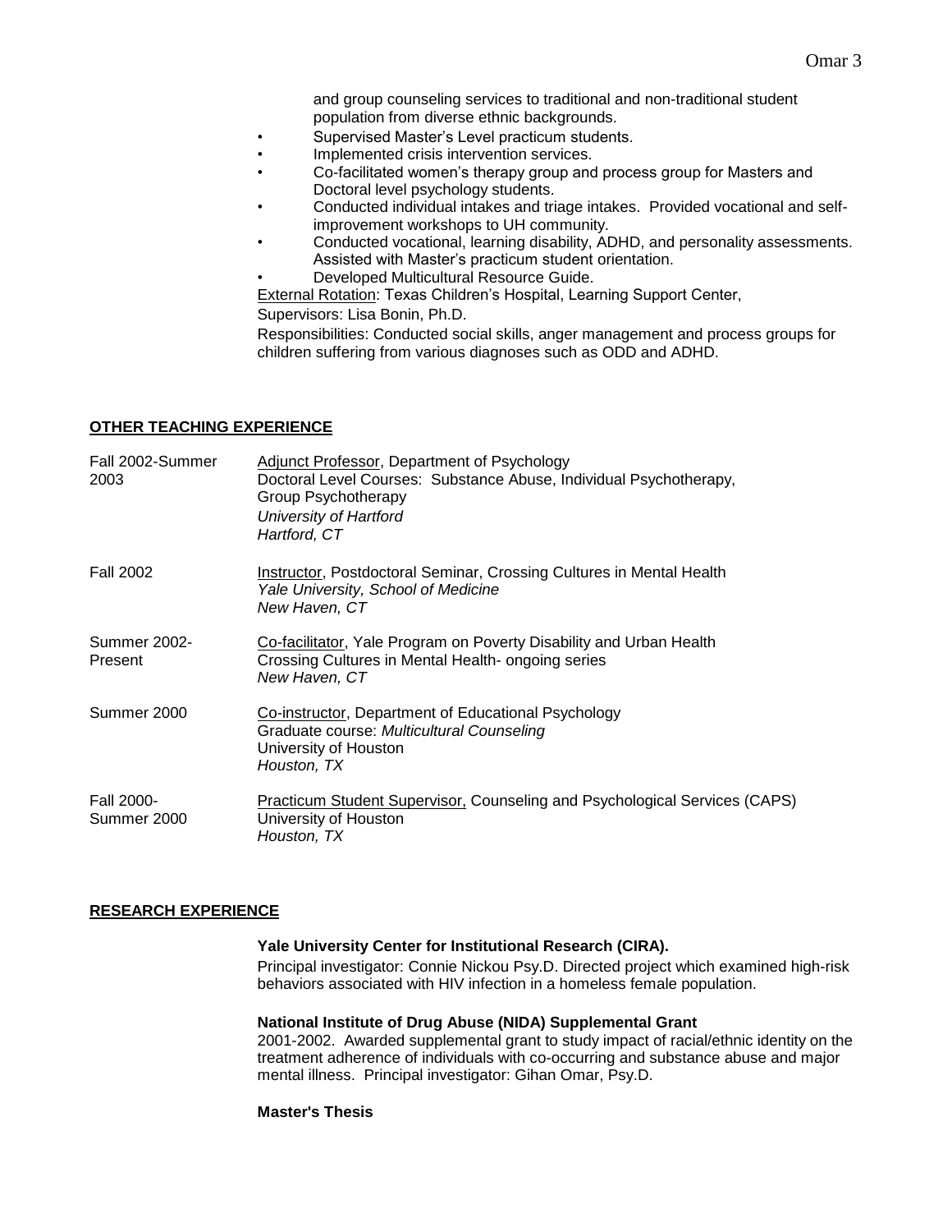and group counseling services to traditional and non-traditional student population from diverse ethnic backgrounds.

- Supervised Master's Level practicum students.
- Implemented crisis intervention services.
- Co-facilitated women's therapy group and process group for Masters and Doctoral level psychology students.
- Conducted individual intakes and triage intakes. Provided vocational and self-improvement workshops to UH community.
- Conducted vocational, learning disability, ADHD, and personality assessments. Assisted with Master's practicum student orientation.
- Developed Multicultural Resource Guide.

External Rotation: Texas Children's Hospital, Learning Support Center,
Supervisors: Lisa Bonin, Ph.D.
Responsibilities: Conducted social skills, anger management and process groups for children suffering from various diagnoses such as ODD and ADHD.

## OTHER TEACHING EXPERIENCE

**Fall 2002-Summer 2003**
Adjunct Professor, Department of Psychology
Doctoral Level Courses: Substance Abuse, Individual Psychotherapy, Group Psychotherapy
*University of Hartford*
*Hartford, CT*

**Fall 2002**
Instructor, Postdoctoral Seminar, Crossing Cultures in Mental Health
*Yale University, School of Medicine*
*New Haven, CT*

**Summer 2002-Present**
Co-facilitator, Yale Program on Poverty Disability and Urban Health
Crossing Cultures in Mental Health- ongoing series
*New Haven, CT*

**Summer 2000**
Co-instructor, Department of Educational Psychology
Graduate course: *Multicultural Counseling*
University of Houston
*Houston, TX*

**Fall 2000-Summer 2000**
Practicum Student Supervisor, Counseling and Psychological Services (CAPS)
University of Houston
*Houston, TX*

## RESEARCH EXPERIENCE

**Yale University Center for Institutional Research (CIRA).**
Principal investigator: Connie Nickou Psy.D. Directed project which examined high-risk behaviors associated with HIV infection in a homeless female population.

**National Institute of Drug Abuse (NIDA) Supplemental Grant**
2001-2002. Awarded supplemental grant to study impact of racial/ethnic identity on the treatment adherence of individuals with co-occurring and substance abuse and major mental illness. Principal investigator: Gihan Omar, Psy.D.

**Master's Thesis**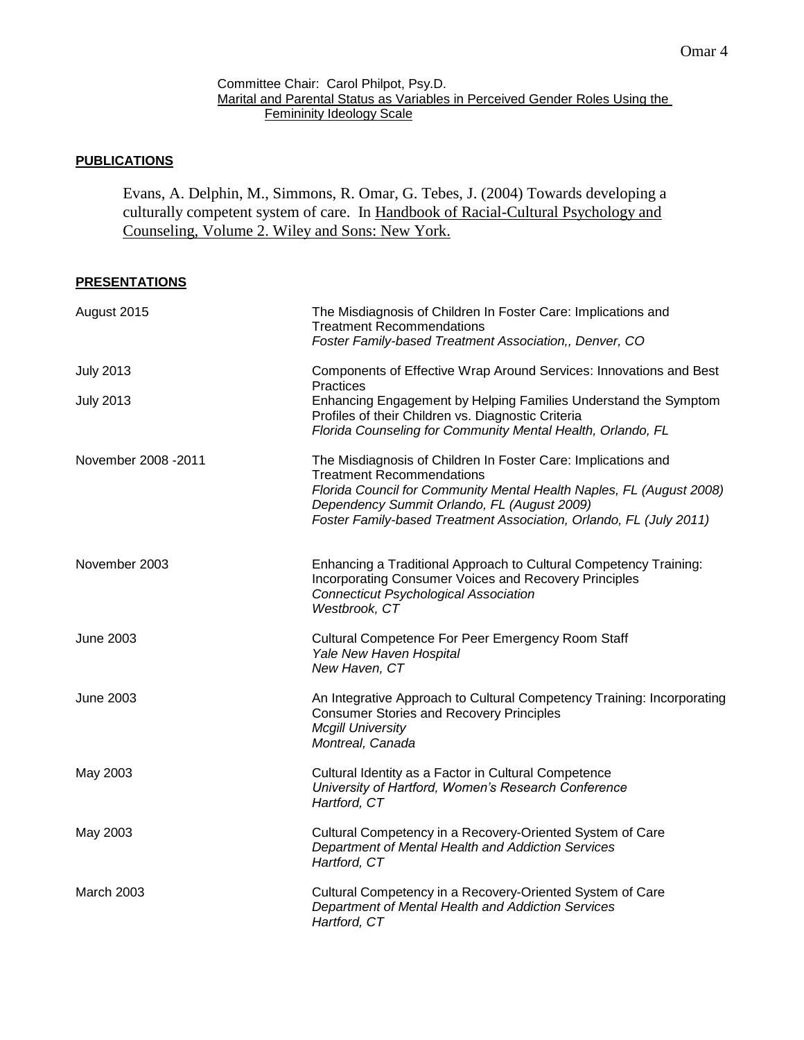Committee Chair: Carol Philpot, Psy.D.
Marital and Parental Status as Variables in Perceived Gender Roles Using the Femininity Ideology Scale

## PUBLICATIONS

Evans, A. Delphin, M., Simmons, R. Omar, G. Tebes, J. (2004) Towards developing a culturally competent system of care. In Handbook of Racial-Cultural Psychology and Counseling, Volume 2. Wiley and Sons: New York.

## PRESENTATIONS

| | |
|---|---|
| August 2015 | The Misdiagnosis of Children In Foster Care: Implications and Treatment Recommendations<br>*Foster Family-based Treatment Association,, Denver, CO* |
| July 2013 | Components of Effective Wrap Around Services: Innovations and Best Practices |
| July 2013 | Enhancing Engagement by Helping Families Understand the Symptom Profiles of their Children vs. Diagnostic Criteria<br>*Florida Counseling for Community Mental Health, Orlando, FL* |
| November 2008 -2011 | The Misdiagnosis of Children In Foster Care: Implications and Treatment Recommendations<br>*Florida Council for Community Mental Health Naples, FL (August 2008)*<br>*Dependency Summit Orlando, FL (August 2009)*<br>*Foster Family-based Treatment Association, Orlando, FL (July 2011)* |
| November 2003 | Enhancing a Traditional Approach to Cultural Competency Training: Incorporating Consumer Voices and Recovery Principles<br>*Connecticut Psychological Association*<br>*Westbrook, CT* |
| June 2003 | Cultural Competence For Peer Emergency Room Staff<br>*Yale New Haven Hospital*<br>*New Haven, CT* |
| June 2003 | An Integrative Approach to Cultural Competency Training: Incorporating Consumer Stories and Recovery Principles<br>*Mcgill University*<br>*Montreal, Canada* |
| May 2003 | Cultural Identity as a Factor in Cultural Competence<br>*University of Hartford, Women's Research Conference*<br>*Hartford, CT* |
| May 2003 | Cultural Competency in a Recovery-Oriented System of Care<br>*Department of Mental Health and Addiction Services*<br>*Hartford, CT* |
| March 2003 | Cultural Competency in a Recovery-Oriented System of Care<br>*Department of Mental Health and Addiction Services*<br>*Hartford, CT* |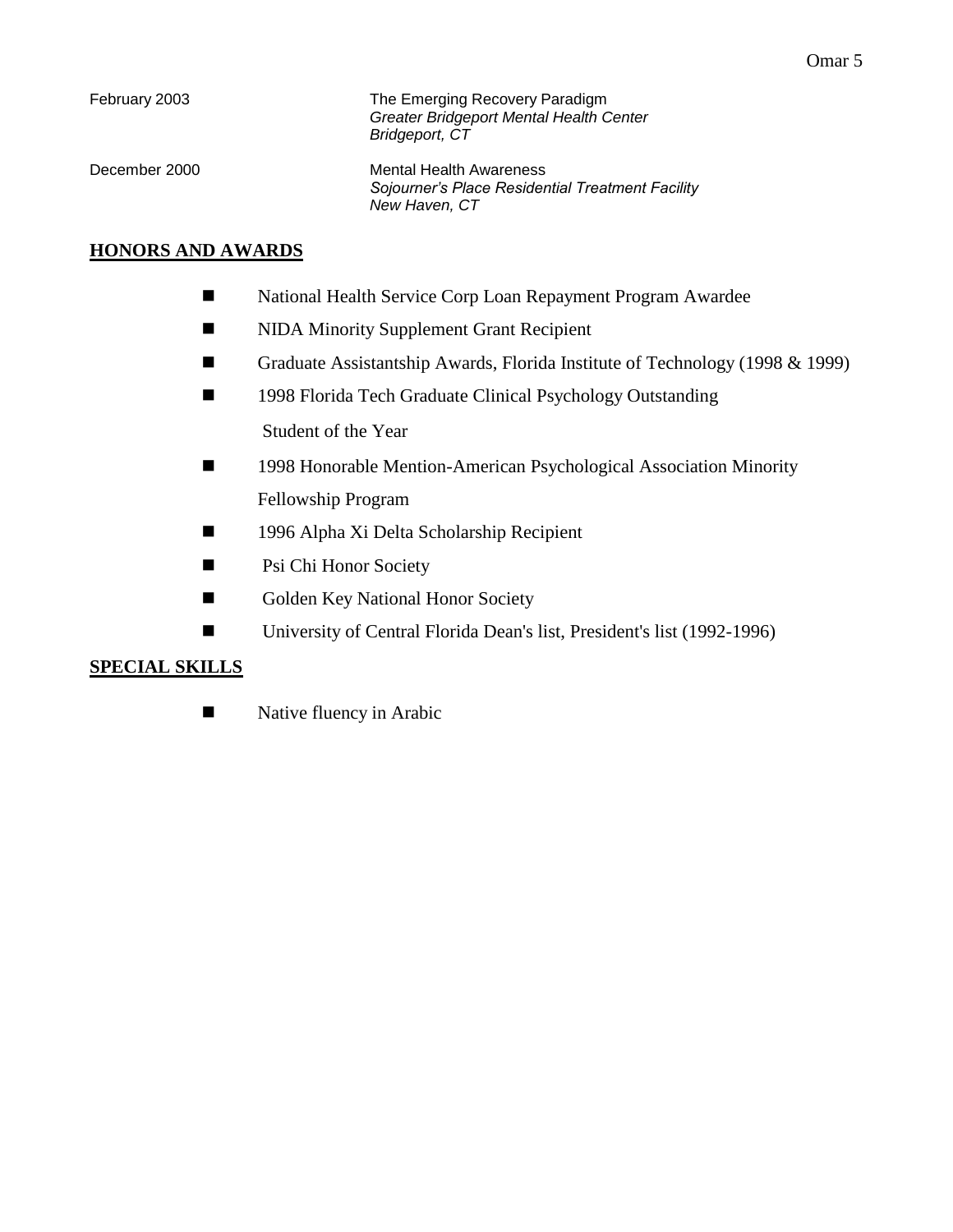February 2003 — The Emerging Recovery Paradigm
*Greater Bridgeport Mental Health Center*
*Bridgeport, CT*

December 2000 — Mental Health Awareness
*Sojourner's Place Residential Treatment Facility*
*New Haven, CT*

## HONORS AND AWARDS

- National Health Service Corp Loan Repayment Program Awardee
- NIDA Minority Supplement Grant Recipient
- Graduate Assistantship Awards, Florida Institute of Technology (1998 & 1999)
- 1998 Florida Tech Graduate Clinical Psychology Outstanding Student of the Year
- 1998 Honorable Mention-American Psychological Association Minority Fellowship Program
- 1996 Alpha Xi Delta Scholarship Recipient
- Psi Chi Honor Society
- Golden Key National Honor Society
- University of Central Florida Dean's list, President's list (1992-1996)

## SPECIAL SKILLS

- Native fluency in Arabic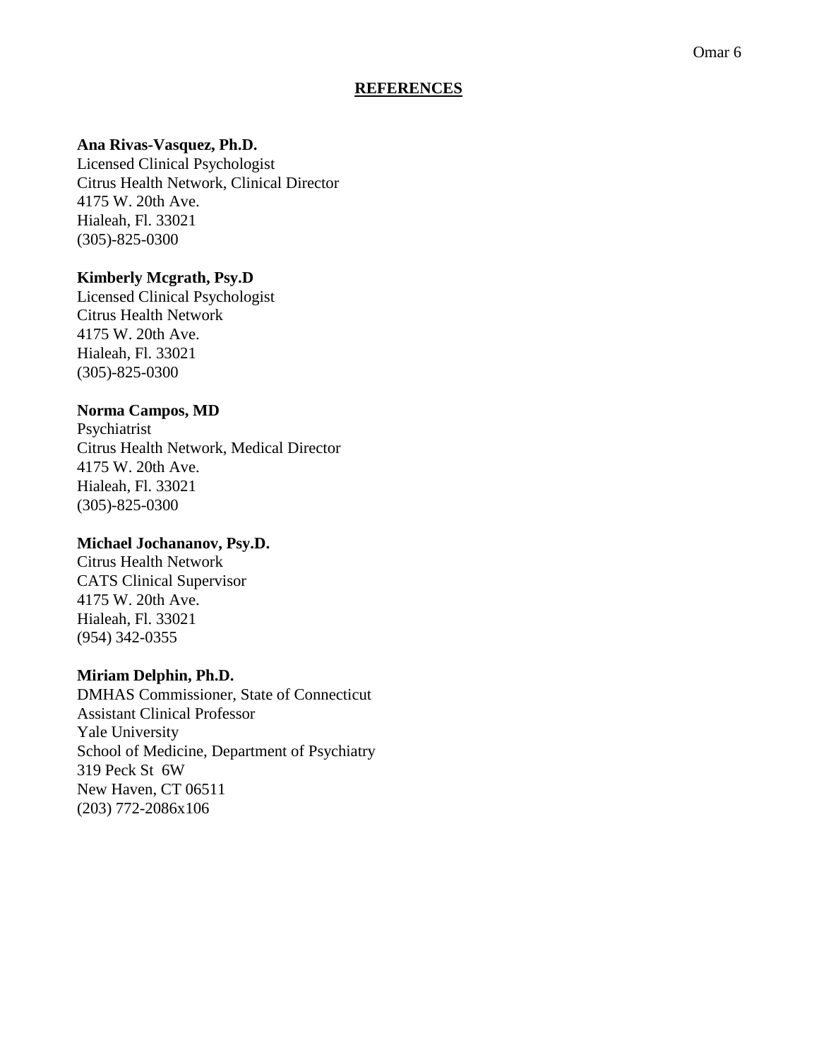## **REFERENCES**

**Ana Rivas-Vasquez, Ph.D.**
Licensed Clinical Psychologist
Citrus Health Network, Clinical Director
4175 W. 20th Ave.
Hialeah, Fl. 33021
(305)-825-0300

**Kimberly Mcgrath, Psy.D**
Licensed Clinical Psychologist
Citrus Health Network
4175 W. 20th Ave.
Hialeah, Fl. 33021
(305)-825-0300

**Norma Campos, MD**
Psychiatrist
Citrus Health Network, Medical Director
4175 W. 20th Ave.
Hialeah, Fl. 33021
(305)-825-0300

**Michael Jochananov, Psy.D.**
Citrus Health Network
CATS Clinical Supervisor
4175 W. 20th Ave.
Hialeah, Fl. 33021
(954) 342-0355

**Miriam Delphin, Ph.D.**
DMHAS Commissioner, State of Connecticut
Assistant Clinical Professor
Yale University
School of Medicine, Department of Psychiatry
319 Peck St 6W
New Haven, CT 06511
(203) 772-2086x106